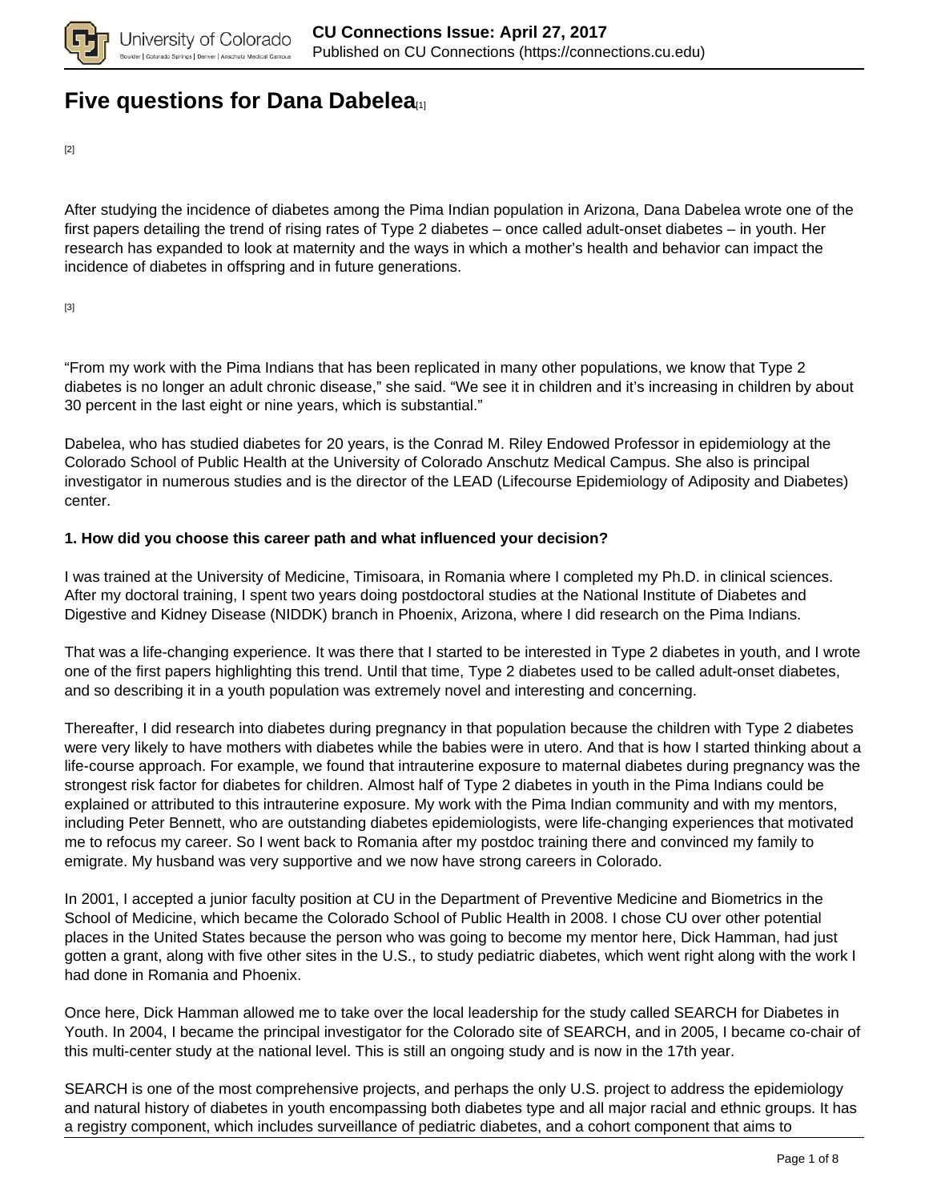# Five questions for Dana Dabelea[1]

[2]

After studying the incidence of diabetes among the Pima Indian population in Arizona, Dana Dabelea wrote one of the first papers detailing the trend of rising rates of Type 2 diabetes – once called adult-onset diabetes – in youth. Her research has expanded to look at maternity and the ways in which a mother's health and behavior can impact the incidence of diabetes in offspring and in future generations.

[3]

"From my work with the Pima Indians that has been replicated in many other populations, we know that Type 2 diabetes is no longer an adult chronic disease," she said. "We see it in children and it's increasing in children by about 30 percent in the last eight or nine years, which is substantial."

Dabelea, who has studied diabetes for 20 years, is the Conrad M. Riley Endowed Professor in epidemiology at the Colorado School of Public Health at the University of Colorado Anschutz Medical Campus. She also is principal investigator in numerous studies and is the director of the LEAD (Lifecourse Epidemiology of Adiposity and Diabetes) center.

**1. How did you choose this career path and what influenced your decision?**

I was trained at the University of Medicine, Timisoara, in Romania where I completed my Ph.D. in clinical sciences. After my doctoral training, I spent two years doing postdoctoral studies at the National Institute of Diabetes and Digestive and Kidney Disease (NIDDK) branch in Phoenix, Arizona, where I did research on the Pima Indians.

That was a life-changing experience. It was there that I started to be interested in Type 2 diabetes in youth, and I wrote one of the first papers highlighting this trend. Until that time, Type 2 diabetes used to be called adult-onset diabetes, and so describing it in a youth population was extremely novel and interesting and concerning.

Thereafter, I did research into diabetes during pregnancy in that population because the children with Type 2 diabetes were very likely to have mothers with diabetes while the babies were in utero. And that is how I started thinking about a life-course approach. For example, we found that intrauterine exposure to maternal diabetes during pregnancy was the strongest risk factor for diabetes for children. Almost half of Type 2 diabetes in youth in the Pima Indians could be explained or attributed to this intrauterine exposure. My work with the Pima Indian community and with my mentors, including Peter Bennett, who are outstanding diabetes epidemiologists, were life-changing experiences that motivated me to refocus my career. So I went back to Romania after my postdoc training there and convinced my family to emigrate. My husband was very supportive and we now have strong careers in Colorado.

In 2001, I accepted a junior faculty position at CU in the Department of Preventive Medicine and Biometrics in the School of Medicine, which became the Colorado School of Public Health in 2008. I chose CU over other potential places in the United States because the person who was going to become my mentor here, Dick Hamman, had just gotten a grant, along with five other sites in the U.S., to study pediatric diabetes, which went right along with the work I had done in Romania and Phoenix.

Once here, Dick Hamman allowed me to take over the local leadership for the study called SEARCH for Diabetes in Youth. In 2004, I became the principal investigator for the Colorado site of SEARCH, and in 2005, I became co-chair of this multi-center study at the national level. This is still an ongoing study and is now in the 17th year.

SEARCH is one of the most comprehensive projects, and perhaps the only U.S. project to address the epidemiology and natural history of diabetes in youth encompassing both diabetes type and all major racial and ethnic groups. It has a registry component, which includes surveillance of pediatric diabetes, and a cohort component that aims to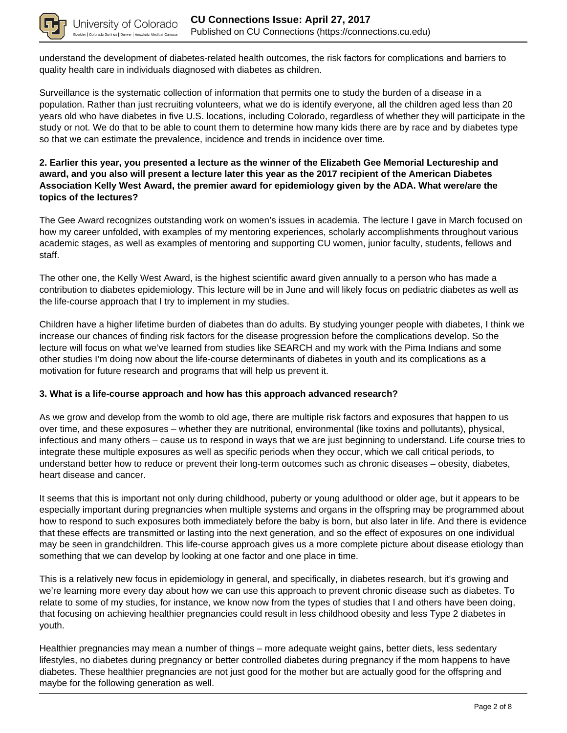understand the development of diabetes-related health outcomes, the risk factors for complications and barriers to quality health care in individuals diagnosed with diabetes as children.

Surveillance is the systematic collection of information that permits one to study the burden of a disease in a population. Rather than just recruiting volunteers, what we do is identify everyone, all the children aged less than 20 years old who have diabetes in five U.S. locations, including Colorado, regardless of whether they will participate in the study or not. We do that to be able to count them to determine how many kids there are by race and by diabetes type so that we can estimate the prevalence, incidence and trends in incidence over time.

**2. Earlier this year, you presented a lecture as the winner of the Elizabeth Gee Memorial Lectureship and award, and you also will present a lecture later this year as the 2017 recipient of the American Diabetes Association Kelly West Award, the premier award for epidemiology given by the ADA. What were/are the topics of the lectures?**

The Gee Award recognizes outstanding work on women's issues in academia. The lecture I gave in March focused on how my career unfolded, with examples of my mentoring experiences, scholarly accomplishments throughout various academic stages, as well as examples of mentoring and supporting CU women, junior faculty, students, fellows and staff.

The other one, the Kelly West Award, is the highest scientific award given annually to a person who has made a contribution to diabetes epidemiology. This lecture will be in June and will likely focus on pediatric diabetes as well as the life-course approach that I try to implement in my studies.

Children have a higher lifetime burden of diabetes than do adults. By studying younger people with diabetes, I think we increase our chances of finding risk factors for the disease progression before the complications develop. So the lecture will focus on what we've learned from studies like SEARCH and my work with the Pima Indians and some other studies I'm doing now about the life-course determinants of diabetes in youth and its complications as a motivation for future research and programs that will help us prevent it.

**3. What is a life-course approach and how has this approach advanced research?**

As we grow and develop from the womb to old age, there are multiple risk factors and exposures that happen to us over time, and these exposures – whether they are nutritional, environmental (like toxins and pollutants), physical, infectious and many others – cause us to respond in ways that we are just beginning to understand. Life course tries to integrate these multiple exposures as well as specific periods when they occur, which we call critical periods, to understand better how to reduce or prevent their long-term outcomes such as chronic diseases – obesity, diabetes, heart disease and cancer.

It seems that this is important not only during childhood, puberty or young adulthood or older age, but it appears to be especially important during pregnancies when multiple systems and organs in the offspring may be programmed about how to respond to such exposures both immediately before the baby is born, but also later in life. And there is evidence that these effects are transmitted or lasting into the next generation, and so the effect of exposures on one individual may be seen in grandchildren. This life-course approach gives us a more complete picture about disease etiology than something that we can develop by looking at one factor and one place in time.

This is a relatively new focus in epidemiology in general, and specifically, in diabetes research, but it's growing and we're learning more every day about how we can use this approach to prevent chronic disease such as diabetes. To relate to some of my studies, for instance, we know now from the types of studies that I and others have been doing, that focusing on achieving healthier pregnancies could result in less childhood obesity and less Type 2 diabetes in youth.

Healthier pregnancies may mean a number of things – more adequate weight gains, better diets, less sedentary lifestyles, no diabetes during pregnancy or better controlled diabetes during pregnancy if the mom happens to have diabetes. These healthier pregnancies are not just good for the mother but are actually good for the offspring and maybe for the following generation as well.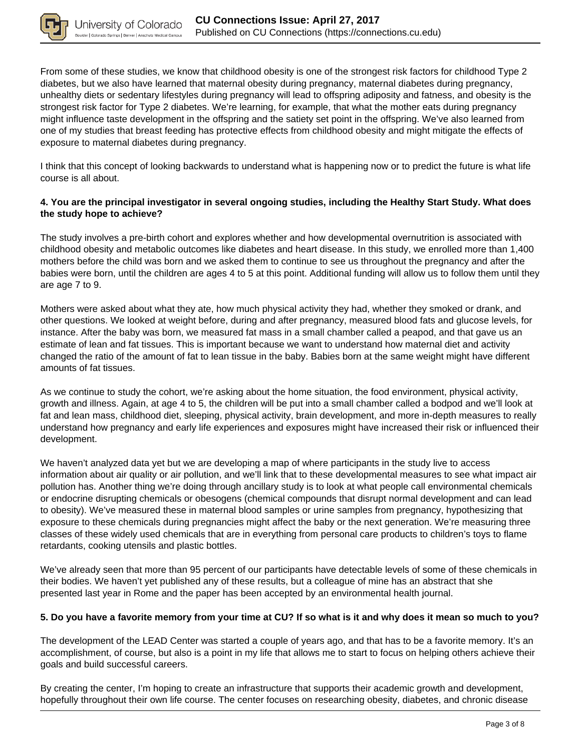From some of these studies, we know that childhood obesity is one of the strongest risk factors for childhood Type 2 diabetes, but we also have learned that maternal obesity during pregnancy, maternal diabetes during pregnancy, unhealthy diets or sedentary lifestyles during pregnancy will lead to offspring adiposity and fatness, and obesity is the strongest risk factor for Type 2 diabetes. We're learning, for example, that what the mother eats during pregnancy might influence taste development in the offspring and the satiety set point in the offspring. We've also learned from one of my studies that breast feeding has protective effects from childhood obesity and might mitigate the effects of exposure to maternal diabetes during pregnancy.

I think that this concept of looking backwards to understand what is happening now or to predict the future is what life course is all about.

**4. You are the principal investigator in several ongoing studies, including the Healthy Start Study. What does the study hope to achieve?**

The study involves a pre-birth cohort and explores whether and how developmental overnutrition is associated with childhood obesity and metabolic outcomes like diabetes and heart disease. In this study, we enrolled more than 1,400 mothers before the child was born and we asked them to continue to see us throughout the pregnancy and after the babies were born, until the children are ages 4 to 5 at this point. Additional funding will allow us to follow them until they are age 7 to 9.

Mothers were asked about what they ate, how much physical activity they had, whether they smoked or drank, and other questions. We looked at weight before, during and after pregnancy, measured blood fats and glucose levels, for instance. After the baby was born, we measured fat mass in a small chamber called a peapod, and that gave us an estimate of lean and fat tissues. This is important because we want to understand how maternal diet and activity changed the ratio of the amount of fat to lean tissue in the baby. Babies born at the same weight might have different amounts of fat tissues.

As we continue to study the cohort, we're asking about the home situation, the food environment, physical activity, growth and illness. Again, at age 4 to 5, the children will be put into a small chamber called a bodpod and we'll look at fat and lean mass, childhood diet, sleeping, physical activity, brain development, and more in-depth measures to really understand how pregnancy and early life experiences and exposures might have increased their risk or influenced their development.

We haven't analyzed data yet but we are developing a map of where participants in the study live to access information about air quality or air pollution, and we'll link that to these developmental measures to see what impact air pollution has. Another thing we're doing through ancillary study is to look at what people call environmental chemicals or endocrine disrupting chemicals or obesogens (chemical compounds that disrupt normal development and can lead to obesity). We've measured these in maternal blood samples or urine samples from pregnancy, hypothesizing that exposure to these chemicals during pregnancies might affect the baby or the next generation. We're measuring three classes of these widely used chemicals that are in everything from personal care products to children's toys to flame retardants, cooking utensils and plastic bottles.

We've already seen that more than 95 percent of our participants have detectable levels of some of these chemicals in their bodies. We haven't yet published any of these results, but a colleague of mine has an abstract that she presented last year in Rome and the paper has been accepted by an environmental health journal.

**5. Do you have a favorite memory from your time at CU? If so what is it and why does it mean so much to you?**

The development of the LEAD Center was started a couple of years ago, and that has to be a favorite memory. It's an accomplishment, of course, but also is a point in my life that allows me to start to focus on helping others achieve their goals and build successful careers.

By creating the center, I'm hoping to create an infrastructure that supports their academic growth and development, hopefully throughout their own life course. The center focuses on researching obesity, diabetes, and chronic disease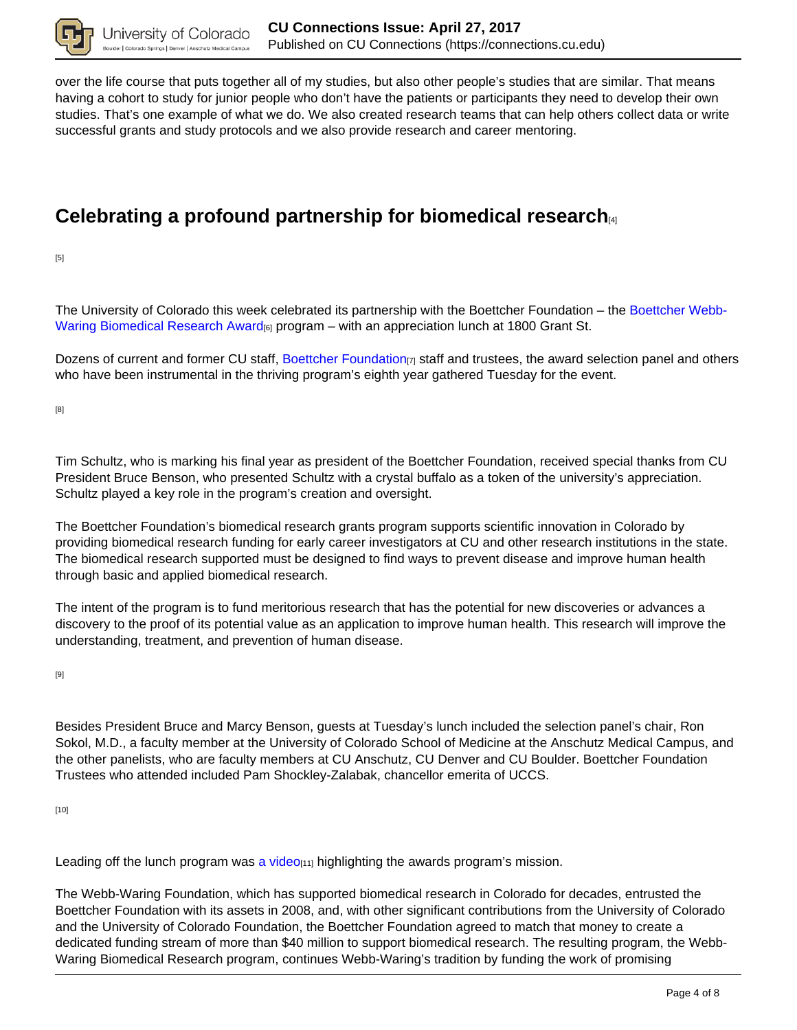over the life course that puts together all of my studies, but also other people's studies that are similar. That means having a cohort to study for junior people who don't have the patients or participants they need to develop their own studies. That's one example of what we do. We also created research teams that can help others collect data or write successful grants and study protocols and we also provide research and career mentoring.

## Celebrating a profound partnership for biomedical research[4]

[5]

The University of Colorado this week celebrated its partnership with the Boettcher Foundation – the Boettcher Webb-Waring Biomedical Research Award[6] program – with an appreciation lunch at 1800 Grant St.

Dozens of current and former CU staff, Boettcher Foundation[7] staff and trustees, the award selection panel and others who have been instrumental in the thriving program's eighth year gathered Tuesday for the event.

[8]

Tim Schultz, who is marking his final year as president of the Boettcher Foundation, received special thanks from CU President Bruce Benson, who presented Schultz with a crystal buffalo as a token of the university's appreciation. Schultz played a key role in the program's creation and oversight.

The Boettcher Foundation's biomedical research grants program supports scientific innovation in Colorado by providing biomedical research funding for early career investigators at CU and other research institutions in the state. The biomedical research supported must be designed to find ways to prevent disease and improve human health through basic and applied biomedical research.

The intent of the program is to fund meritorious research that has the potential for new discoveries or advances a discovery to the proof of its potential value as an application to improve human health. This research will improve the understanding, treatment, and prevention of human disease.

[9]

Besides President Bruce and Marcy Benson, guests at Tuesday's lunch included the selection panel's chair, Ron Sokol, M.D., a faculty member at the University of Colorado School of Medicine at the Anschutz Medical Campus, and the other panelists, who are faculty members at CU Anschutz, CU Denver and CU Boulder. Boettcher Foundation Trustees who attended included Pam Shockley-Zalabak, chancellor emerita of UCCS.

[10]

Leading off the lunch program was a video[11] highlighting the awards program's mission.

The Webb-Waring Foundation, which has supported biomedical research in Colorado for decades, entrusted the Boettcher Foundation with its assets in 2008, and, with other significant contributions from the University of Colorado and the University of Colorado Foundation, the Boettcher Foundation agreed to match that money to create a dedicated funding stream of more than $40 million to support biomedical research. The resulting program, the Webb-Waring Biomedical Research program, continues Webb-Waring's tradition by funding the work of promising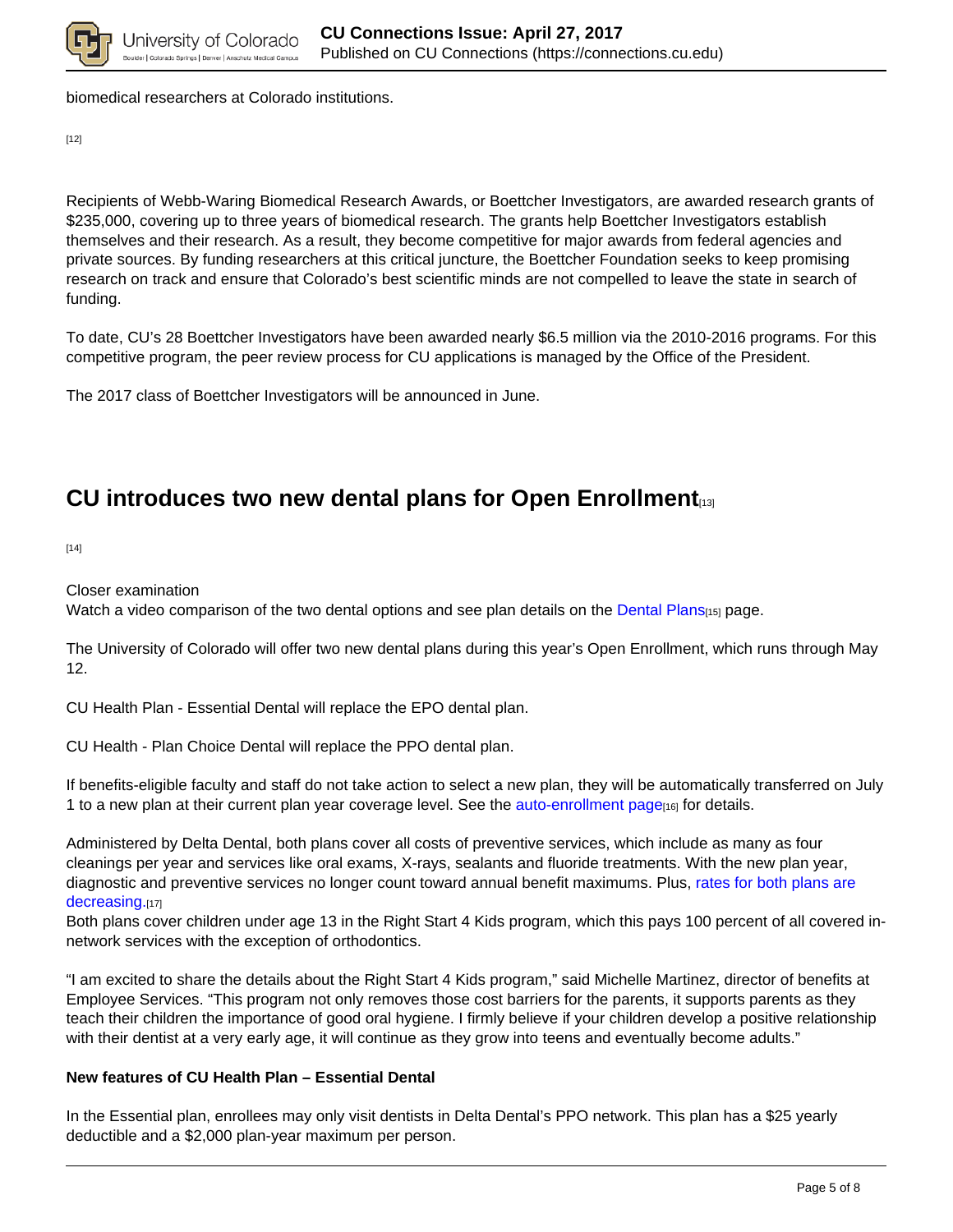biomedical researchers at Colorado institutions.

[12]

Recipients of Webb-Waring Biomedical Research Awards, or Boettcher Investigators, are awarded research grants of $235,000, covering up to three years of biomedical research. The grants help Boettcher Investigators establish themselves and their research. As a result, they become competitive for major awards from federal agencies and private sources. By funding researchers at this critical juncture, the Boettcher Foundation seeks to keep promising research on track and ensure that Colorado's best scientific minds are not compelled to leave the state in search of funding.

To date, CU's 28 Boettcher Investigators have been awarded nearly $6.5 million via the 2010-2016 programs. For this competitive program, the peer review process for CU applications is managed by the Office of the President.

The 2017 class of Boettcher Investigators will be announced in June.

## CU introduces two new dental plans for Open Enrollment[13]

[14]

Closer examination
Watch a video comparison of the two dental options and see plan details on the Dental Plans[15] page.

The University of Colorado will offer two new dental plans during this year's Open Enrollment, which runs through May 12.

CU Health Plan - Essential Dental will replace the EPO dental plan.

CU Health - Plan Choice Dental will replace the PPO dental plan.

If benefits-eligible faculty and staff do not take action to select a new plan, they will be automatically transferred on July 1 to a new plan at their current plan year coverage level. See the auto-enrollment page[16] for details.

Administered by Delta Dental, both plans cover all costs of preventive services, which include as many as four cleanings per year and services like oral exams, X-rays, sealants and fluoride treatments. With the new plan year, diagnostic and preventive services no longer count toward annual benefit maximums. Plus, rates for both plans are decreasing.[17]
Both plans cover children under age 13 in the Right Start 4 Kids program, which this pays 100 percent of all covered in-network services with the exception of orthodontics.

"I am excited to share the details about the Right Start 4 Kids program," said Michelle Martinez, director of benefits at Employee Services. "This program not only removes those cost barriers for the parents, it supports parents as they teach their children the importance of good oral hygiene. I firmly believe if your children develop a positive relationship with their dentist at a very early age, it will continue as they grow into teens and eventually become adults."

**New features of CU Health Plan – Essential Dental**

In the Essential plan, enrollees may only visit dentists in Delta Dental's PPO network. This plan has a $25 yearly deductible and a $2,000 plan-year maximum per person.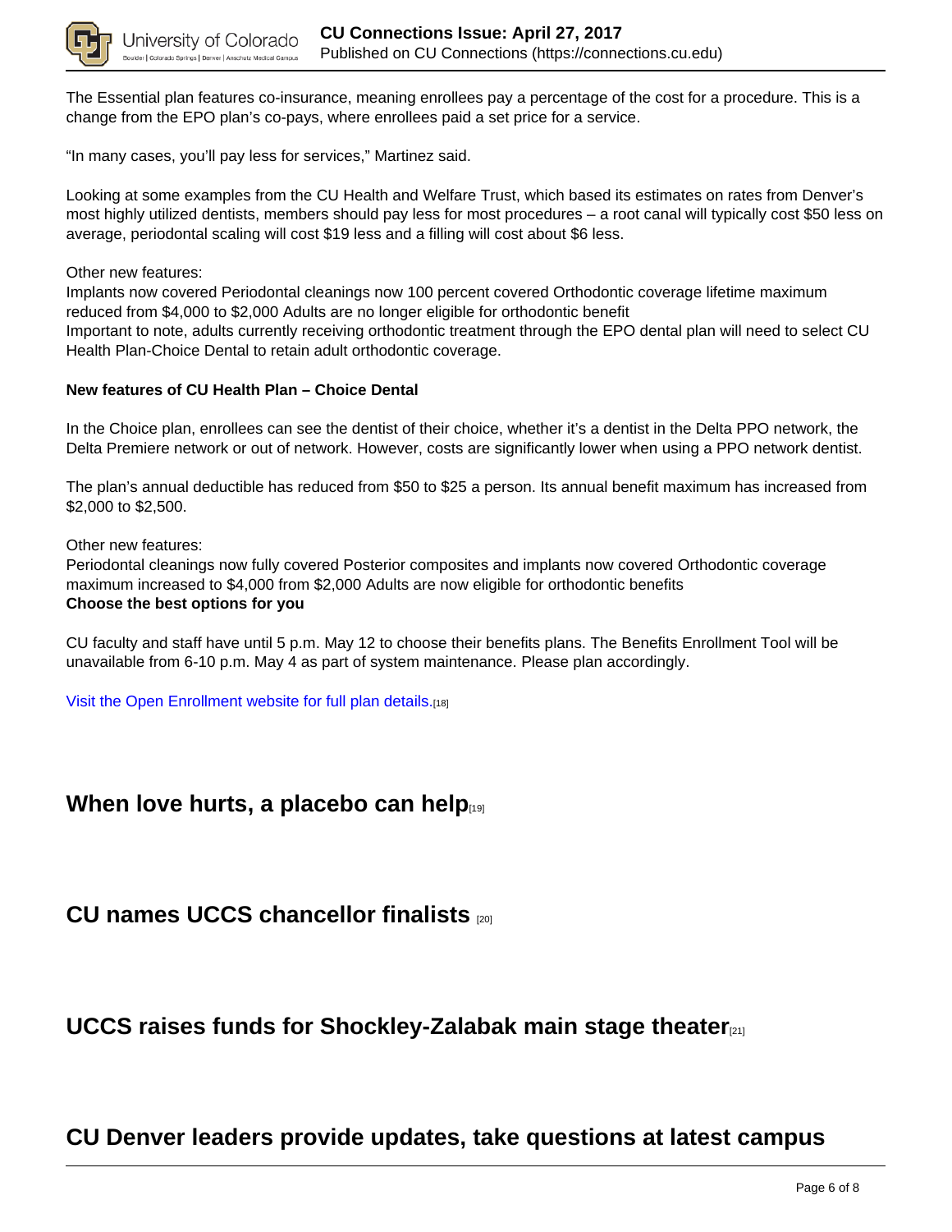The Essential plan features co-insurance, meaning enrollees pay a percentage of the cost for a procedure. This is a change from the EPO plan's co-pays, where enrollees paid a set price for a service.

"In many cases, you'll pay less for services," Martinez said.

Looking at some examples from the CU Health and Welfare Trust, which based its estimates on rates from Denver's most highly utilized dentists, members should pay less for most procedures – a root canal will typically cost $50 less on average, periodontal scaling will cost $19 less and a filling will cost about $6 less.

Other new features:
Implants now covered Periodontal cleanings now 100 percent covered Orthodontic coverage lifetime maximum reduced from $4,000 to $2,000 Adults are no longer eligible for orthodontic benefit
Important to note, adults currently receiving orthodontic treatment through the EPO dental plan will need to select CU Health Plan-Choice Dental to retain adult orthodontic coverage.

**New features of CU Health Plan – Choice Dental**

In the Choice plan, enrollees can see the dentist of their choice, whether it's a dentist in the Delta PPO network, the Delta Premiere network or out of network. However, costs are significantly lower when using a PPO network dentist.

The plan's annual deductible has reduced from $50 to $25 a person. Its annual benefit maximum has increased from $2,000 to $2,500.

Other new features:
Periodontal cleanings now fully covered Posterior composites and implants now covered Orthodontic coverage maximum increased to $4,000 from $2,000 Adults are now eligible for orthodontic benefits
**Choose the best options for you**

CU faculty and staff have until 5 p.m. May 12 to choose their benefits plans. The Benefits Enrollment Tool will be unavailable from 6-10 p.m. May 4 as part of system maintenance. Please plan accordingly.

Visit the Open Enrollment website for full plan details.[18]

## When love hurts, a placebo can help[19]

## CU names UCCS chancellor finalists [20]

## UCCS raises funds for Shockley-Zalabak main stage theater[21]

## CU Denver leaders provide updates, take questions at latest campus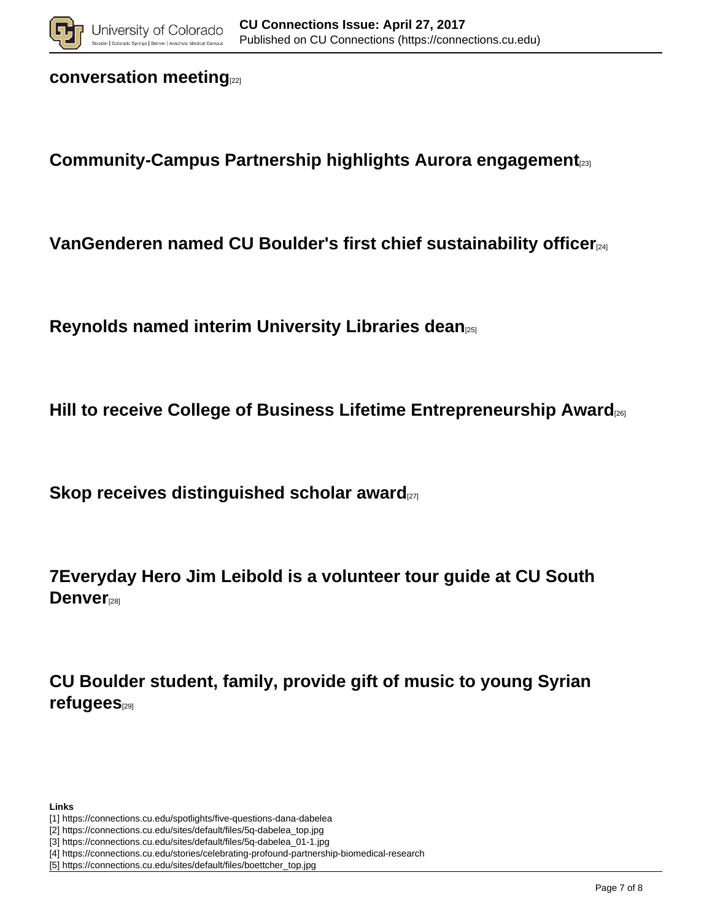## conversation meeting[22]

## Community-Campus Partnership highlights Aurora engagement[23]

## VanGenderen named CU Boulder's first chief sustainability officer[24]

## Reynolds named interim University Libraries dean[25]

## Hill to receive College of Business Lifetime Entrepreneurship Award[26]

## Skop receives distinguished scholar award[27]

## 7Everyday Hero Jim Leibold is a volunteer tour guide at CU South Denver[28]

## CU Boulder student, family, provide gift of music to young Syrian refugees[29]

**Links**

[1] https://connections.cu.edu/spotlights/five-questions-dana-dabelea
[2] https://connections.cu.edu/sites/default/files/5q-dabelea_top.jpg
[3] https://connections.cu.edu/sites/default/files/5q-dabelea_01-1.jpg
[4] https://connections.cu.edu/stories/celebrating-profound-partnership-biomedical-research
[5] https://connections.cu.edu/sites/default/files/boettcher_top.jpg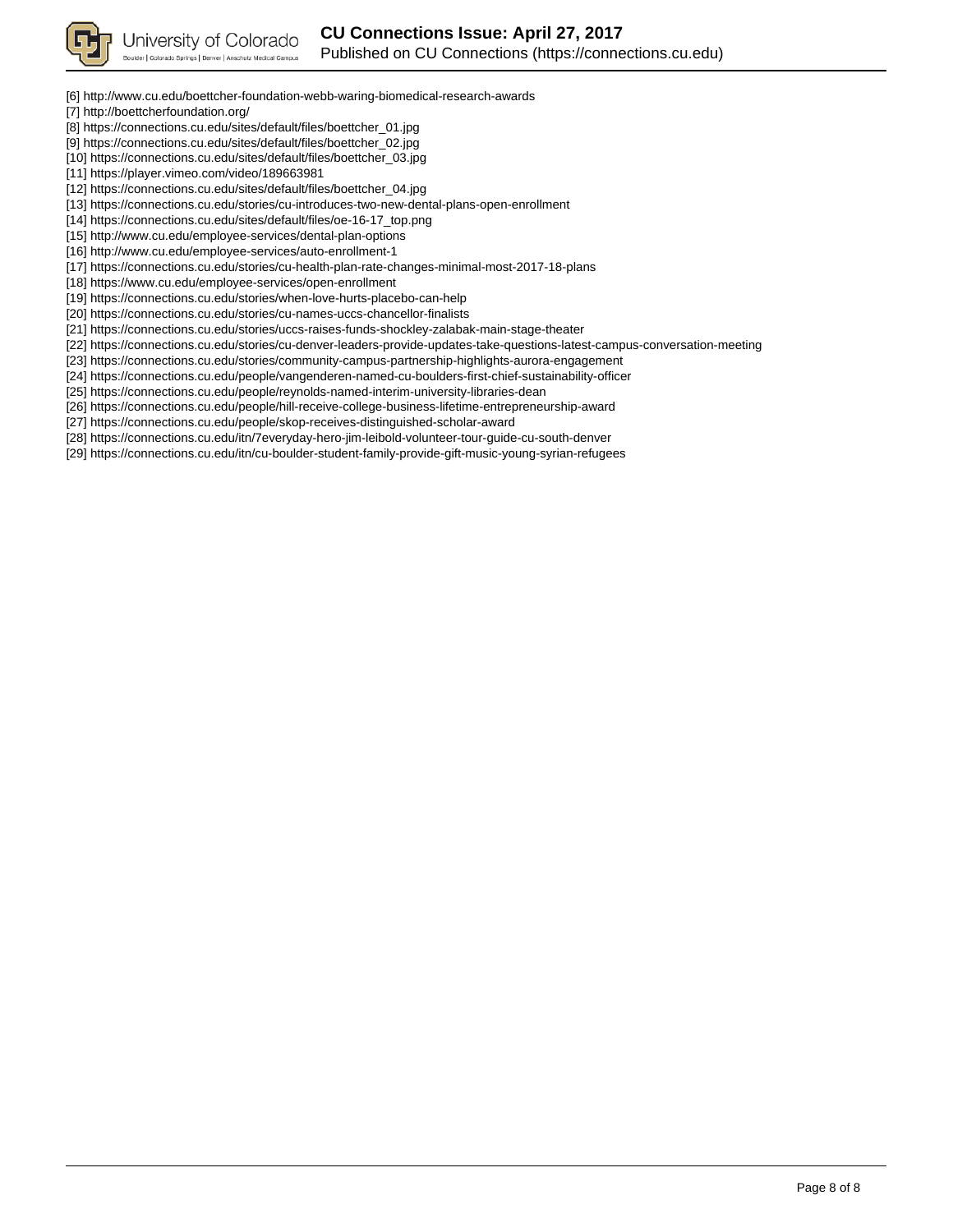[6] http://www.cu.edu/boettcher-foundation-webb-waring-biomedical-research-awards
[7] http://boettcherfoundation.org/
[8] https://connections.cu.edu/sites/default/files/boettcher_01.jpg
[9] https://connections.cu.edu/sites/default/files/boettcher_02.jpg
[10] https://connections.cu.edu/sites/default/files/boettcher_03.jpg
[11] https://player.vimeo.com/video/189663981
[12] https://connections.cu.edu/sites/default/files/boettcher_04.jpg
[13] https://connections.cu.edu/stories/cu-introduces-two-new-dental-plans-open-enrollment
[14] https://connections.cu.edu/sites/default/files/oe-16-17_top.png
[15] http://www.cu.edu/employee-services/dental-plan-options
[16] http://www.cu.edu/employee-services/auto-enrollment-1
[17] https://connections.cu.edu/stories/cu-health-plan-rate-changes-minimal-most-2017-18-plans
[18] https://www.cu.edu/employee-services/open-enrollment
[19] https://connections.cu.edu/stories/when-love-hurts-placebo-can-help
[20] https://connections.cu.edu/stories/cu-names-uccs-chancellor-finalists
[21] https://connections.cu.edu/stories/uccs-raises-funds-shockley-zalabak-main-stage-theater
[22] https://connections.cu.edu/stories/cu-denver-leaders-provide-updates-take-questions-latest-campus-conversation-meeting
[23] https://connections.cu.edu/stories/community-campus-partnership-highlights-aurora-engagement
[24] https://connections.cu.edu/people/vangenderen-named-cu-boulders-first-chief-sustainability-officer
[25] https://connections.cu.edu/people/reynolds-named-interim-university-libraries-dean
[26] https://connections.cu.edu/people/hill-receive-college-business-lifetime-entrepreneurship-award
[27] https://connections.cu.edu/people/skop-receives-distinguished-scholar-award
[28] https://connections.cu.edu/itn/7everyday-hero-jim-leibold-volunteer-tour-guide-cu-south-denver
[29] https://connections.cu.edu/itn/cu-boulder-student-family-provide-gift-music-young-syrian-refugees